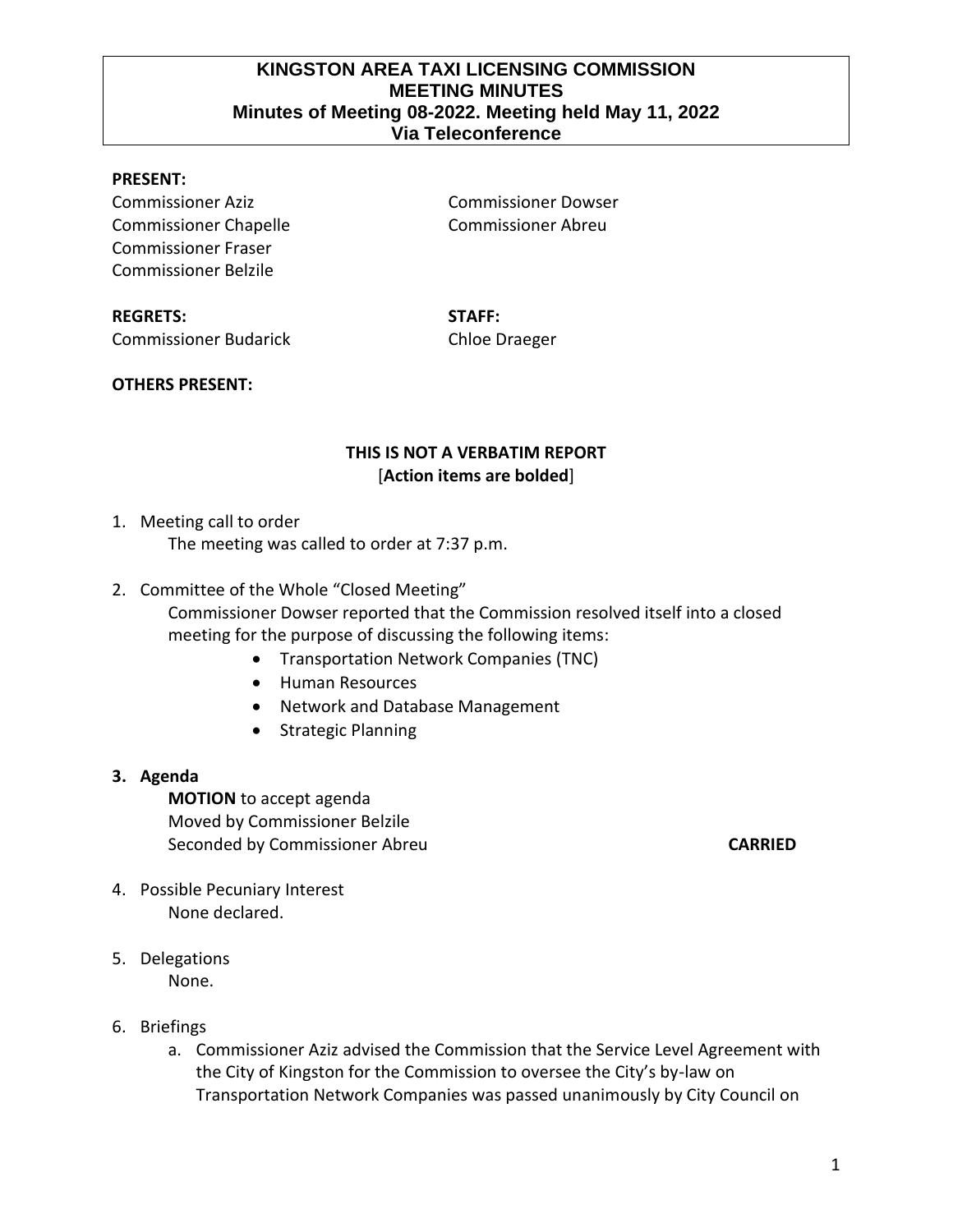# KINGSTON AREA TAXI LICENSING COMMISSION
## MEETING MINUTES
### Minutes of Meeting 08-2022. Meeting held May 11, 2022
### Via Teleconference

**PRESENT:**

Commissioner Aziz
Commissioner Chapelle
Commissioner Fraser
Commissioner Belzile
Commissioner Dowser
Commissioner Abreu

**REGRETS:**

Commissioner Budarick

**STAFF:**

Chloe Draeger

**OTHERS PRESENT:**

**THIS IS NOT A VERBATIM REPORT**
[**Action items are bolded**]

1. Meeting call to order
   The meeting was called to order at 7:37 p.m.

2. Committee of the Whole "Closed Meeting"
   Commissioner Dowser reported that the Commission resolved itself into a closed meeting for the purpose of discussing the following items:
   - Transportation Network Companies (TNC)
   - Human Resources
   - Network and Database Management
   - Strategic Planning

3. **Agenda**
   **MOTION** to accept agenda
   Moved by Commissioner Belzile
   Seconded by Commissioner Abreu **CARRIED**

4. Possible Pecuniary Interest
   None declared.

5. Delegations
   None.

6. Briefings
   a. Commissioner Aziz advised the Commission that the Service Level Agreement with the City of Kingston for the Commission to oversee the City's by-law on Transportation Network Companies was passed unanimously by City Council on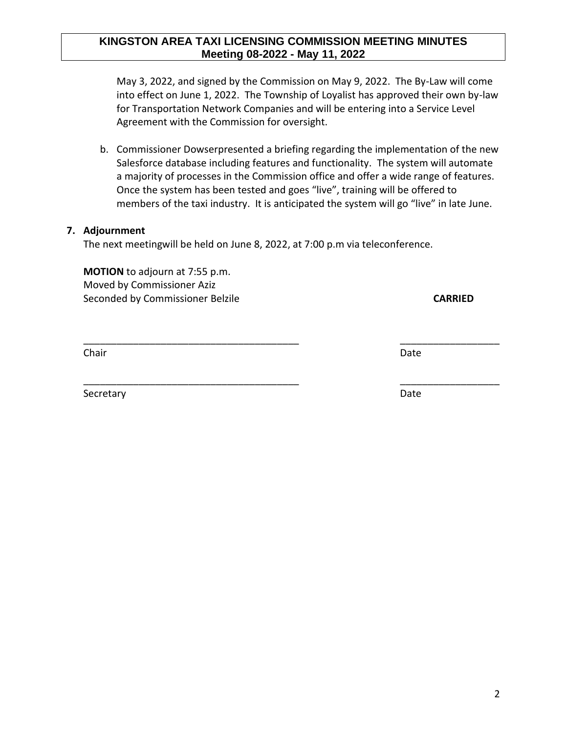May 3, 2022, and signed by the Commission on May 9, 2022. The By-Law will come into effect on June 1, 2022. The Township of Loyalist has approved their own by-law for Transportation Network Companies and will be entering into a Service Level Agreement with the Commission for oversight.

b. Commissioner Dowserpresented a briefing regarding the implementation of the new Salesforce database including features and functionality. The system will automate a majority of processes in the Commission office and offer a wide range of features. Once the system has been tested and goes "live", training will be offered to members of the taxi industry. It is anticipated the system will go "live" in late June.

**7. Adjournment**

The next meetingwill be held on June 8, 2022, at 7:00 p.m via teleconference.

**MOTION** to adjourn at 7:55 p.m.
Moved by Commissioner Aziz
Seconded by Commissioner Belzile **CARRIED**

_______________________________________ __________________
Chair Date

_______________________________________ __________________
Secretary Date